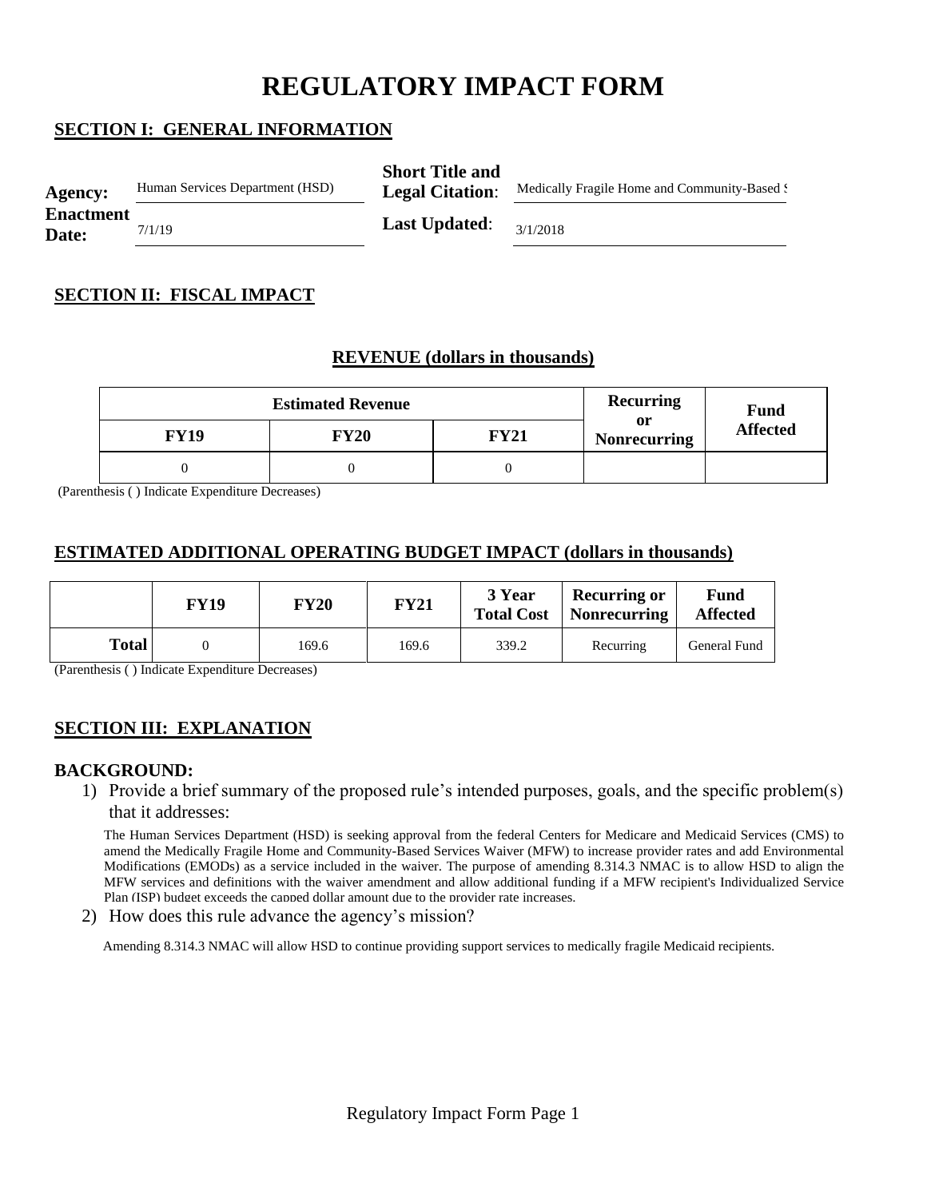# REGULATORY IMPACT FORM

## SECTION I: GENERAL INFORMATION

| | | | |
|---|---|---|---|
| **Agency:** | Human Services Department (HSD) | **Short Title and Legal Citation**: | Medically Fragile Home and Community-Based S |
| **Enactment Date:** | 7/1/19 | **Last Updated**: | 3/1/2018 |

## SECTION II: FISCAL IMPACT

### REVENUE (dollars in thousands)

| Estimated Revenue | | | Recurring or Nonrecurring | Fund Affected |
|---|---|---|---|---|
| **FY19** | **FY20** | **FY21** | | |
| 0 | 0 | 0 | | |

(Parenthesis ( ) Indicate Expenditure Decreases)

### ESTIMATED ADDITIONAL OPERATING BUDGET IMPACT (dollars in thousands)

| | FY19 | FY20 | FY21 | 3 Year Total Cost | Recurring or Nonrecurring | Fund Affected |
|---|---|---|---|---|---|---|
| **Total** | 0 | 169.6 | 169.6 | 339.2 | Recurring | General Fund |

(Parenthesis ( ) Indicate Expenditure Decreases)

## SECTION III: EXPLANATION

### BACKGROUND:

1) Provide a brief summary of the proposed rule's intended purposes, goals, and the specific problem(s) that it addresses:

   The Human Services Department (HSD) is seeking approval from the federal Centers for Medicare and Medicaid Services (CMS) to amend the Medically Fragile Home and Community-Based Services Waiver (MFW) to increase provider rates and add Environmental Modifications (EMODs) as a service included in the waiver. The purpose of amending 8.314.3 NMAC is to allow HSD to align the MFW services and definitions with the waiver amendment and allow additional funding if a MFW recipient's Individualized Service Plan (ISP) budget exceeds the capped dollar amount due to the provider rate increases.

2) How does this rule advance the agency's mission?

   Amending 8.314.3 NMAC will allow HSD to continue providing support services to medically fragile Medicaid recipients.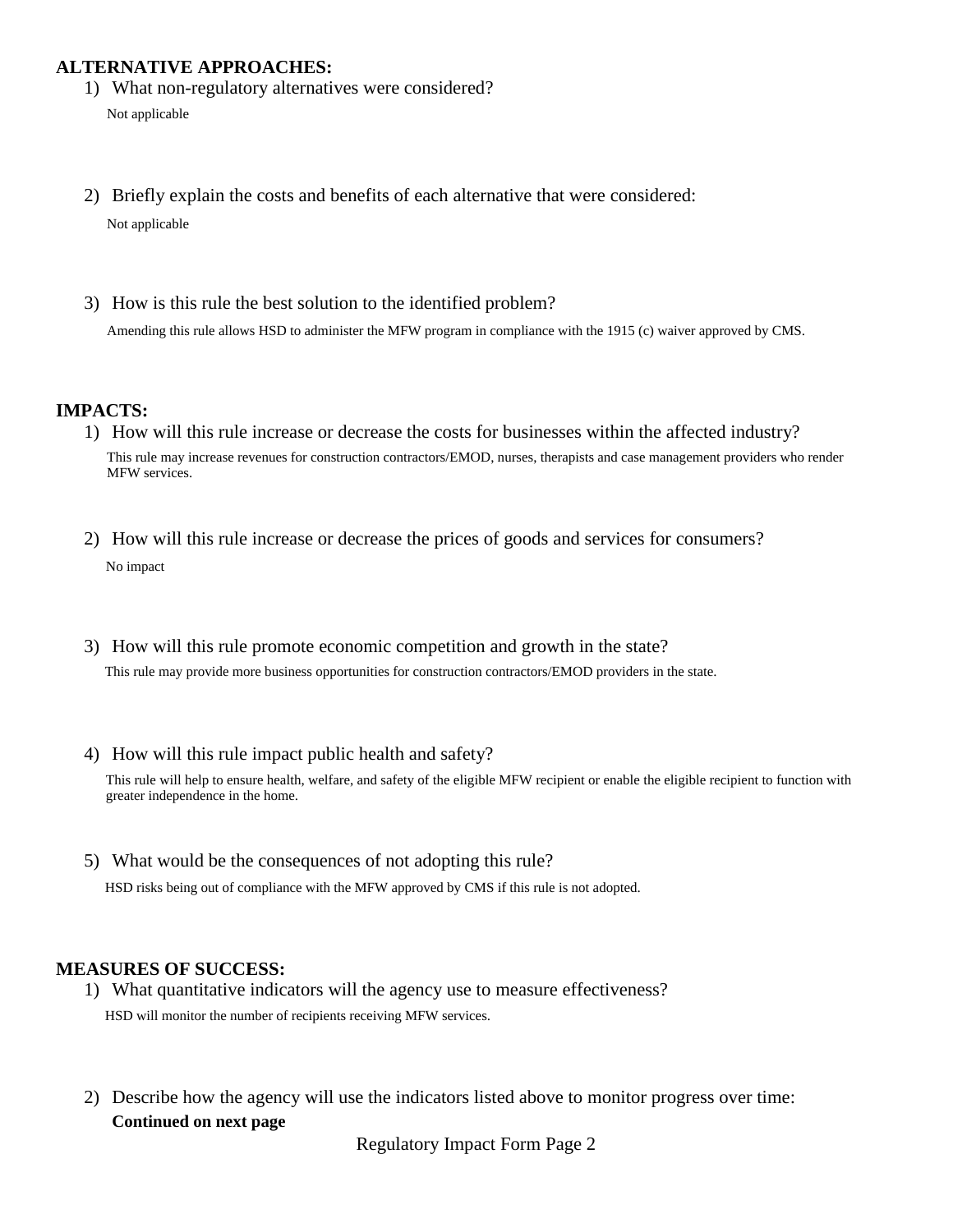**ALTERNATIVE APPROACHES:**

1) What non-regulatory alternatives were considered?

   Not applicable

2) Briefly explain the costs and benefits of each alternative that were considered:

   Not applicable

3) How is this rule the best solution to the identified problem?

   Amending this rule allows HSD to administer the MFW program in compliance with the 1915 (c) waiver approved by CMS.

**IMPACTS:**

1) How will this rule increase or decrease the costs for businesses within the affected industry?

   This rule may increase revenues for construction contractors/EMOD, nurses, therapists and case management providers who render MFW services.

2) How will this rule increase or decrease the prices of goods and services for consumers?

   No impact

3) How will this rule promote economic competition and growth in the state?

   This rule may provide more business opportunities for construction contractors/EMOD providers in the state.

4) How will this rule impact public health and safety?

   This rule will help to ensure health, welfare, and safety of the eligible MFW recipient or enable the eligible recipient to function with greater independence in the home.

5) What would be the consequences of not adopting this rule?

   HSD risks being out of compliance with the MFW approved by CMS if this rule is not adopted.

**MEASURES OF SUCCESS:**

1) What quantitative indicators will the agency use to measure effectiveness?

   HSD will monitor the number of recipients receiving MFW services.

2) Describe how the agency will use the indicators listed above to monitor progress over time:

   **Continued on next page**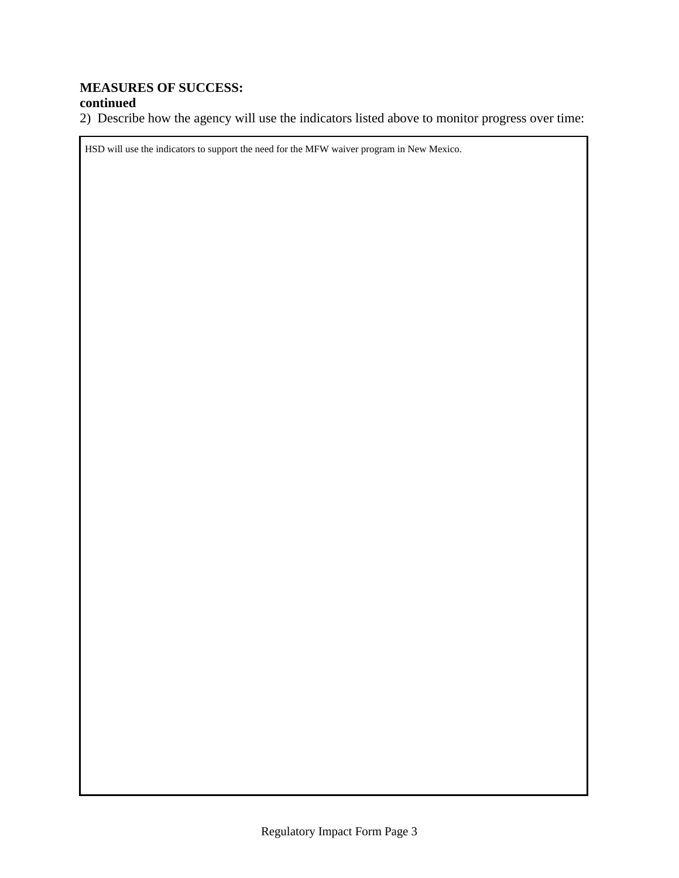**MEASURES OF SUCCESS:**
**continued**

2) Describe how the agency will use the indicators listed above to monitor progress over time:

HSD will use the indicators to support the need for the MFW waiver program in New Mexico.